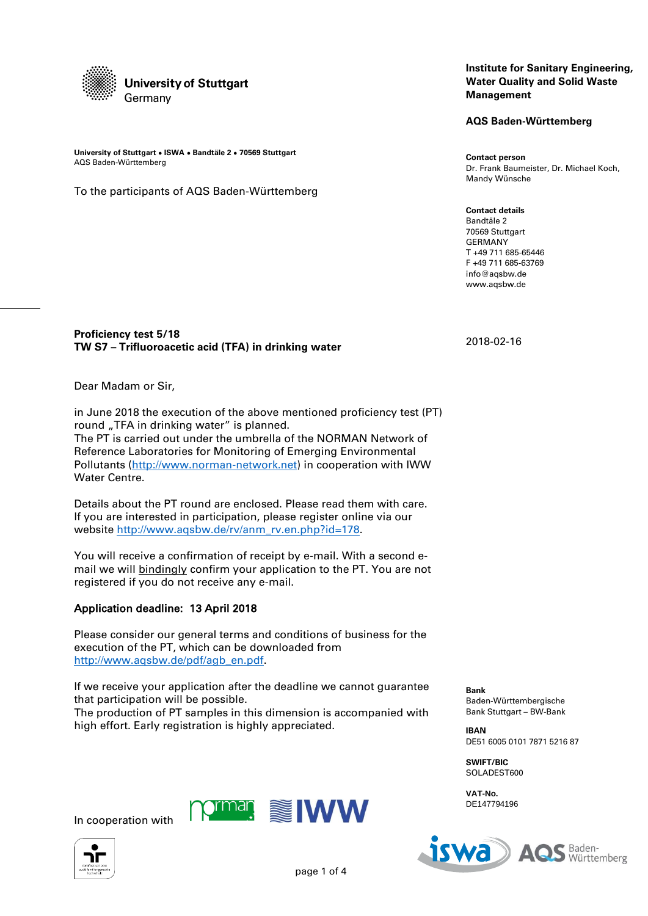**University of Stuttgart**
Germany

**Institute for Sanitary Engineering, Water Quality and Solid Waste Management**

**AQS Baden-Württemberg**

**University of Stuttgart • ISWA • Bandtäle 2 • 70569 Stuttgart**
AQS Baden-Württemberg

To the participants of AQS Baden-Württemberg

**Contact person**
Dr. Frank Baumeister, Dr. Michael Koch, Mandy Wünsche

**Contact details**
Bandtäle 2
70569 Stuttgart
GERMANY
T +49 711 685-65446
F +49 711 685-63769
info@aqsbw.de
www.aqsbw.de

**Proficiency test 5/18**
**TW S7 – Trifluoroacetic acid (TFA) in drinking water**

2018-02-16

Dear Madam or Sir,

in June 2018 the execution of the above mentioned proficiency test (PT) round „TFA in drinking water" is planned.
The PT is carried out under the umbrella of the NORMAN Network of Reference Laboratories for Monitoring of Emerging Environmental Pollutants (http://www.norman-network.net) in cooperation with IWW Water Centre.

Details about the PT round are enclosed. Please read them with care. If you are interested in participation, please register online via our website http://www.aqsbw.de/rv/anm_rv.en.php?id=178.

You will receive a confirmation of receipt by e-mail. With a second e-mail we will bindingly confirm your application to the PT. You are not registered if you do not receive any e-mail.

**Application deadline: 13 April 2018**

Please consider our general terms and conditions of business for the execution of the PT, which can be downloaded from http://www.aqsbw.de/pdf/agb_en.pdf.

If we receive your application after the deadline we cannot guarantee that participation will be possible.
The production of PT samples in this dimension is accompanied with high effort. Early registration is highly appreciated.

In cooperation with

**Bank**
Baden-Württembergische Bank Stuttgart – BW-Bank

**IBAN**
DE51 6005 0101 7871 5216 87

**SWIFT/BIC**
SOLADEST600

**VAT-No.**
DE147794196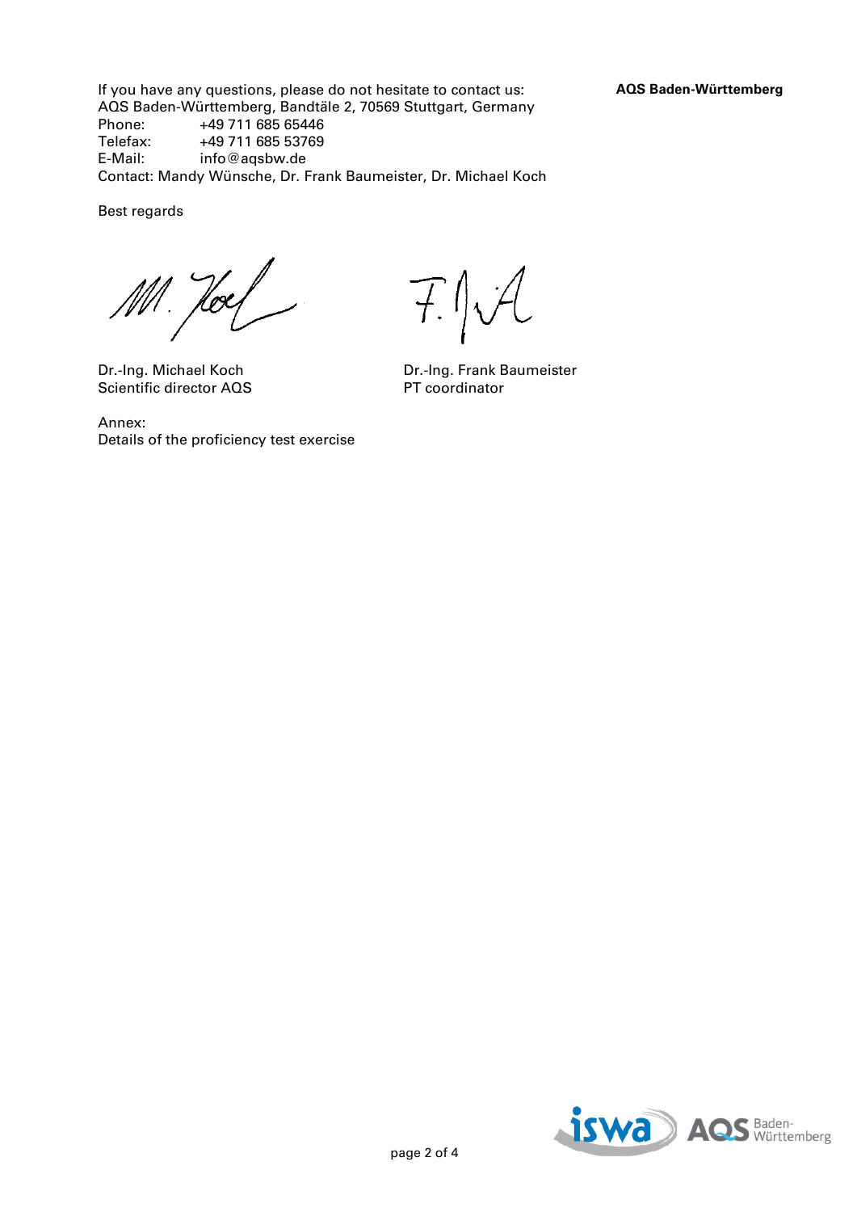If you have any questions, please do not hesitate to contact us:
AQS Baden-Württemberg, Bandtäle 2, 70569 Stuttgart, Germany

Phone: +49 711 685 65446
Telefax: +49 711 685 53769
E-Mail: info@aqsbw.de

Contact: Mandy Wünsche, Dr. Frank Baumeister, Dr. Michael Koch

Best regards

| | |
|---|---|
| Dr.-Ing. Michael Koch | Dr.-Ing. Frank Baumeister |
| Scientific director AQS | PT coordinator |

Annex:
Details of the proficiency test exercise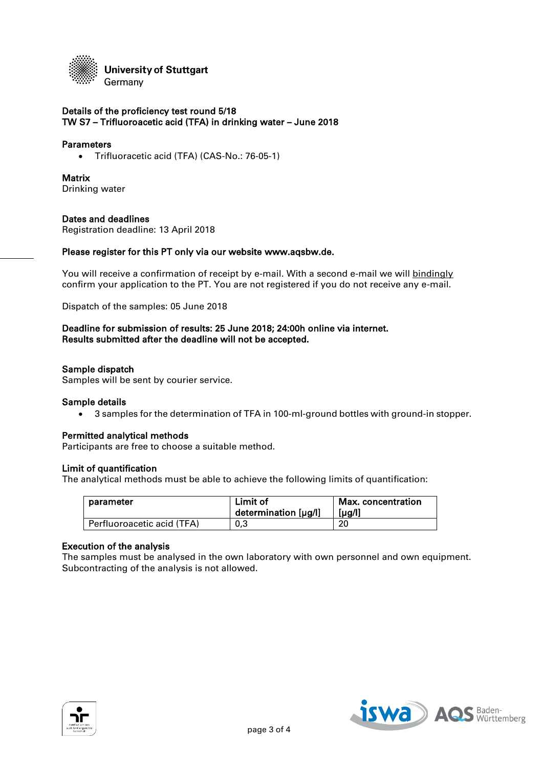University of Stuttgart
Germany

**Details of the proficiency test round 5/18**
**TW S7 – Trifluoroacetic acid (TFA) in drinking water – June 2018**

**Parameters**

- Trifluoracetic acid (TFA) (CAS-No.: 76-05-1)

**Matrix**
Drinking water

**Dates and deadlines**
Registration deadline: 13 April 2018

**Please register for this PT only via our website www.aqsbw.de.**

You will receive a confirmation of receipt by e-mail. With a second e-mail we will bindingly confirm your application to the PT. You are not registered if you do not receive any e-mail.

Dispatch of the samples: 05 June 2018

**Deadline for submission of results: 25 June 2018; 24:00h online via internet.**
**Results submitted after the deadline will not be accepted.**

**Sample dispatch**
Samples will be sent by courier service.

**Sample details**

- 3 samples for the determination of TFA in 100-ml-ground bottles with ground-in stopper.

**Permitted analytical methods**
Participants are free to choose a suitable method.

**Limit of quantification**
The analytical methods must be able to achieve the following limits of quantification:

| parameter | Limit of determination [µg/l] | Max. concentration [µg/l] |
|---|---|---|
| Perfluoroacetic acid (TFA) | 0,3 | 20 |

**Execution of the analysis**
The samples must be analysed in the own laboratory with own personnel and own equipment. Subcontracting of the analysis is not allowed.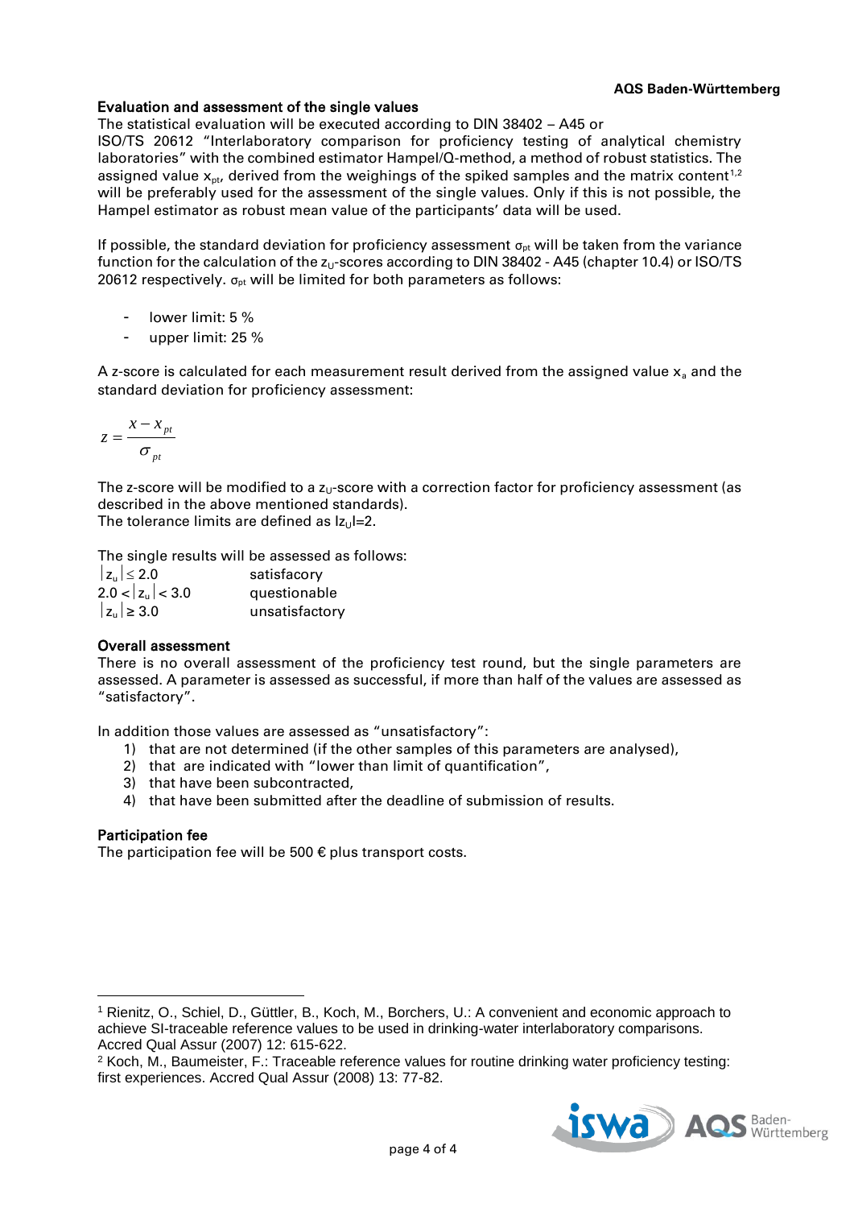## Evaluation and assessment of the single values

The statistical evaluation will be executed according to DIN 38402 – A45 or ISO/TS 20612 "Interlaboratory comparison for proficiency testing of analytical chemistry laboratories" with the combined estimator Hampel/Q-method, a method of robust statistics. The assigned value $x_{pt}$, derived from the weighings of the spiked samples and the matrix content[1,2] will be preferably used for the assessment of the single values. Only if this is not possible, the Hampel estimator as robust mean value of the participants' data will be used.

If possible, the standard deviation for proficiency assessment $\sigma_{pt}$ will be taken from the variance function for the calculation of the $z_U$-scores according to DIN 38402 - A45 (chapter 10.4) or ISO/TS 20612 respectively. $\sigma_{pt}$ will be limited for both parameters as follows:

- lower limit: 5 %
- upper limit: 25 %

A z-score is calculated for each measurement result derived from the assigned value $x_a$ and the standard deviation for proficiency assessment:

$$z = \frac{x - x_{pt}}{\sigma_{pt}}$$

The z-score will be modified to a $z_U$-score with a correction factor for proficiency assessment (as described in the above mentioned standards).
The tolerance limits are defined as $|z_U|=2$.

The single results will be assessed as follows:

| | |
|---|---|
| $\lvert z_u \rvert \leq 2.0$ | satisfacory |
| $2.0 < \lvert z_u \rvert < 3.0$ | questionable |
| $\lvert z_u \rvert \geq 3.0$ | unsatisfactory |

## Overall assessment

There is no overall assessment of the proficiency test round, but the single parameters are assessed. A parameter is assessed as successful, if more than half of the values are assessed as "satisfactory".

In addition those values are assessed as "unsatisfactory":

1) that are not determined (if the other samples of this parameters are analysed),
2) that are indicated with "lower than limit of quantification",
3) that have been subcontracted,
4) that have been submitted after the deadline of submission of results.

## Participation fee

The participation fee will be 500 € plus transport costs.

---

[1] Rienitz, O., Schiel, D., Güttler, B., Koch, M., Borchers, U.: A convenient and economic approach to achieve SI-traceable reference values to be used in drinking-water interlaboratory comparisons. Accred Qual Assur (2007) 12: 615-622.

[2] Koch, M., Baumeister, F.: Traceable reference values for routine drinking water proficiency testing: first experiences. Accred Qual Assur (2008) 13: 77-82.